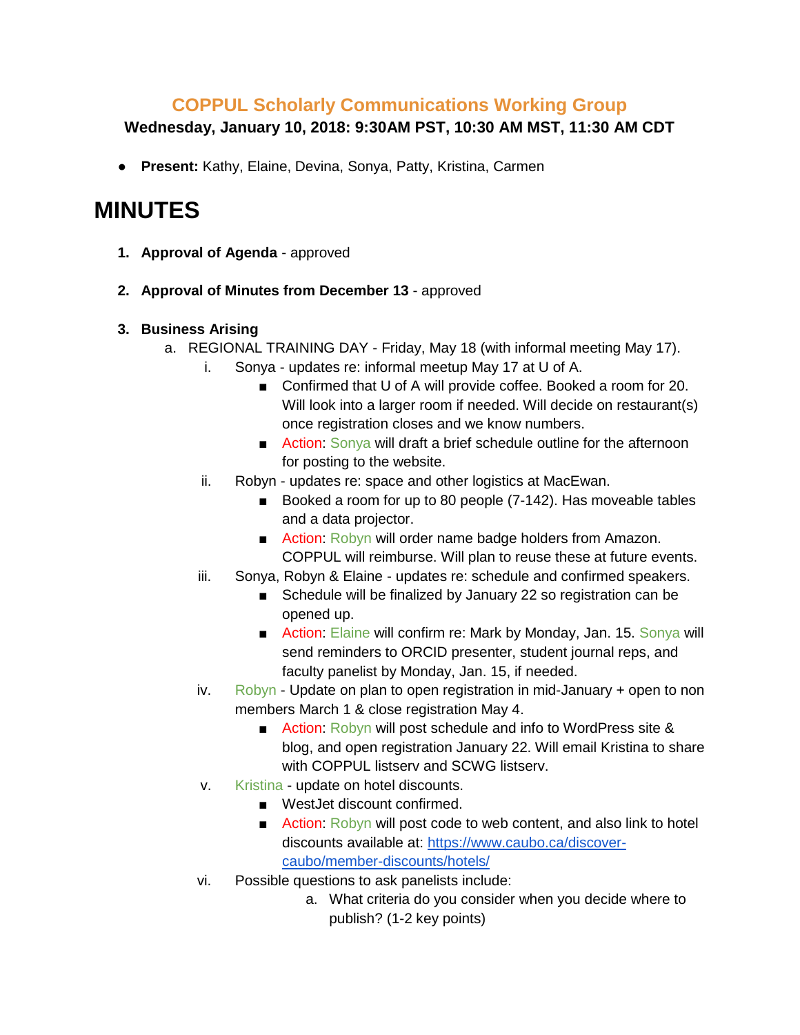## COPPUL Scholarly Communications Working Group

**Wednesday, January 10, 2018: 9:30AM PST, 10:30 AM MST, 11:30 AM CDT**

- **Present:** Kathy, Elaine, Devina, Sonya, Patty, Kristina, Carmen

# MINUTES

1. **Approval of Agenda** - approved

2. **Approval of Minutes from December 13** - approved

3. **Business Arising**
   a. REGIONAL TRAINING DAY - Friday, May 18 (with informal meeting May 17).
      i. Sonya - updates re: informal meetup May 17 at U of A.
         - Confirmed that U of A will provide coffee. Booked a room for 20. Will look into a larger room if needed. Will decide on restaurant(s) once registration closes and we know numbers.
         - Action: Sonya will draft a brief schedule outline for the afternoon for posting to the website.
      ii. Robyn - updates re: space and other logistics at MacEwan.
         - Booked a room for up to 80 people (7-142). Has moveable tables and a data projector.
         - Action: Robyn will order name badge holders from Amazon. COPPUL will reimburse. Will plan to reuse these at future events.
      iii. Sonya, Robyn & Elaine - updates re: schedule and confirmed speakers.
         - Schedule will be finalized by January 22 so registration can be opened up.
         - Action: Elaine will confirm re: Mark by Monday, Jan. 15. Sonya will send reminders to ORCID presenter, student journal reps, and faculty panelist by Monday, Jan. 15, if needed.
      iv. Robyn - Update on plan to open registration in mid-January + open to non members March 1 & close registration May 4.
         - Action: Robyn will post schedule and info to WordPress site & blog, and open registration January 22. Will email Kristina to share with COPPUL listserv and SCWG listserv.
      v. Kristina - update on hotel discounts.
         - WestJet discount confirmed.
         - Action: Robyn will post code to web content, and also link to hotel discounts available at: https://www.caubo.ca/discover-caubo/member-discounts/hotels/
      vi. Possible questions to ask panelists include:
         a. What criteria do you consider when you decide where to publish? (1-2 key points)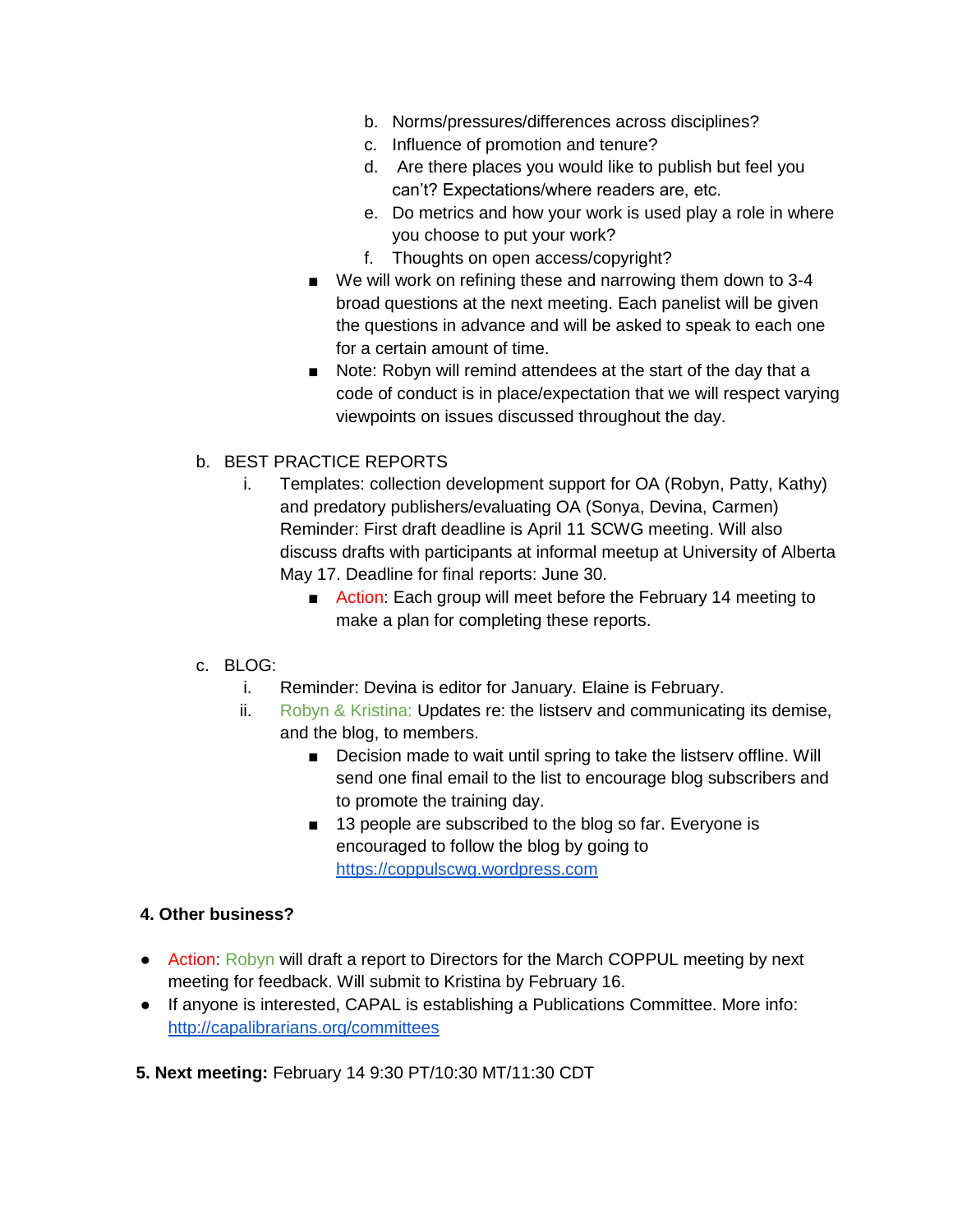b. Norms/pressures/differences across disciplines?
   c. Influence of promotion and tenure?
   d. Are there places you would like to publish but feel you can't? Expectations/where readers are, etc.
   e. Do metrics and how your work is used play a role in where you choose to put your work?
   f. Thoughts on open access/copyright?

- We will work on refining these and narrowing them down to 3-4 broad questions at the next meeting. Each panelist will be given the questions in advance and will be asked to speak to each one for a certain amount of time.
- Note: Robyn will remind attendees at the start of the day that a code of conduct is in place/expectation that we will respect varying viewpoints on issues discussed throughout the day.

b. BEST PRACTICE REPORTS

   i. Templates: collection development support for OA (Robyn, Patty, Kathy) and predatory publishers/evaluating OA (Sonya, Devina, Carmen) Reminder: First draft deadline is April 11 SCWG meeting. Will also discuss drafts with participants at informal meetup at University of Alberta May 17. Deadline for final reports: June 30.
      - Action: Each group will meet before the February 14 meeting to make a plan for completing these reports.

c. BLOG:

   i. Reminder: Devina is editor for January. Elaine is February.
   ii. Robyn & Kristina: Updates re: the listserv and communicating its demise, and the blog, to members.
      - Decision made to wait until spring to take the listserv offline. Will send one final email to the list to encourage blog subscribers and to promote the training day.
      - 13 people are subscribed to the blog so far. Everyone is encouraged to follow the blog by going to https://coppulscwg.wordpress.com

**4. Other business?**

- Action: Robyn will draft a report to Directors for the March COPPUL meeting by next meeting for feedback. Will submit to Kristina by February 16.
- If anyone is interested, CAPAL is establishing a Publications Committee. More info: http://capalibrarians.org/committees

**5. Next meeting:** February 14 9:30 PT/10:30 MT/11:30 CDT